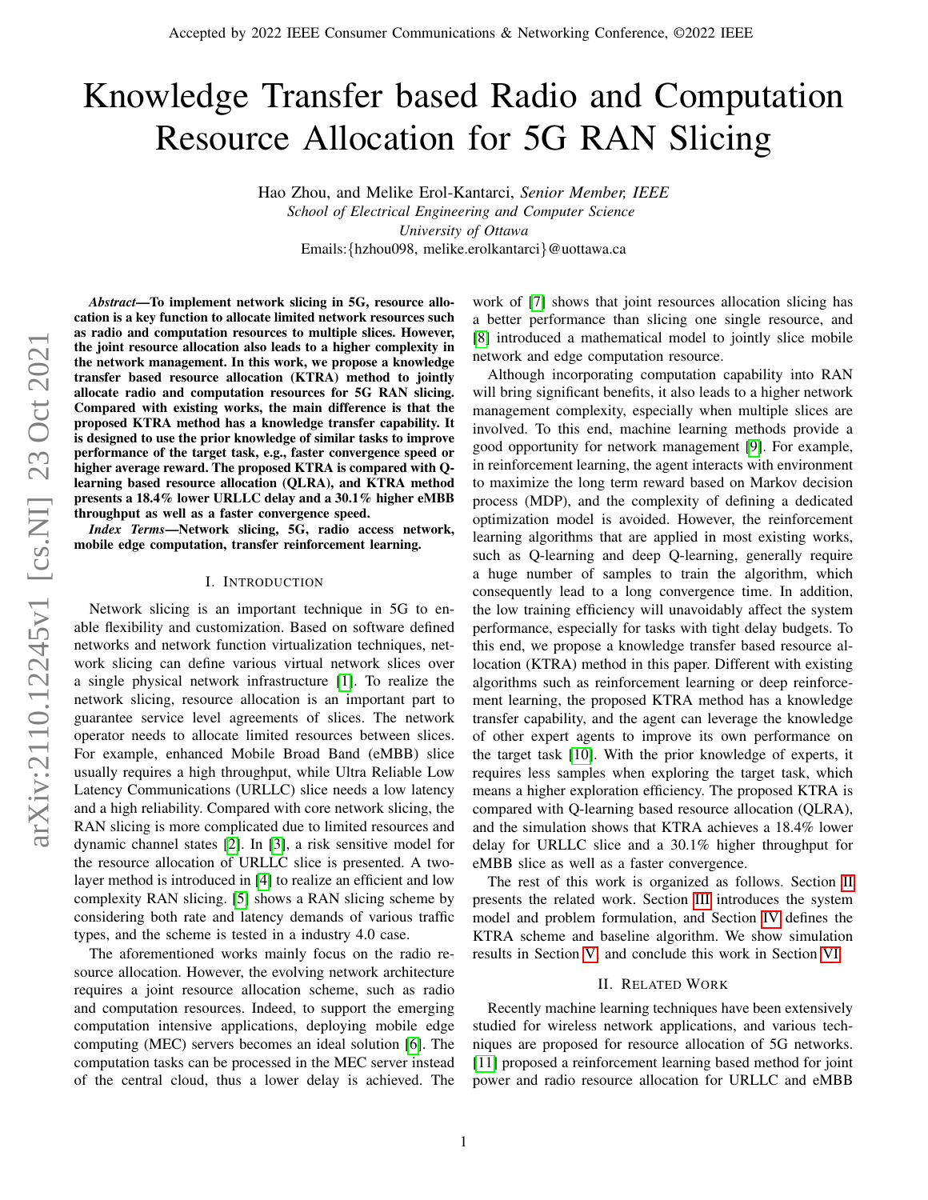Accepted by 2022 IEEE Consumer Communications & Networking Conference, ©2022 IEEE

# Knowledge Transfer based Radio and Computation Resource Allocation for 5G RAN Slicing

Hao Zhou, and Melike Erol-Kantarci, *Senior Member, IEEE*
*School of Electrical Engineering and Computer Science*
*University of Ottawa*
Emails:{hzhou098, melike.erolkantarci}@uottawa.ca

***Abstract*—To implement network slicing in 5G, resource allocation is a key function to allocate limited network resources such as radio and computation resources to multiple slices. However, the joint resource allocation also leads to a higher complexity in the network management. In this work, we propose a knowledge transfer based resource allocation (KTRA) method to jointly allocate radio and computation resources for 5G RAN slicing. Compared with existing works, the main difference is that the proposed KTRA method has a knowledge transfer capability. It is designed to use the prior knowledge of similar tasks to improve performance of the target task, e.g., faster convergence speed or higher average reward. The proposed KTRA is compared with Q-learning based resource allocation (QLRA), and KTRA method presents a 18.4% lower URLLC delay and a 30.1% higher eMBB throughput as well as a faster convergence speed.**

***Index Terms*—Network slicing, 5G, radio access network, mobile edge computation, transfer reinforcement learning.**

## I. Introduction

Network slicing is an important technique in 5G to enable flexibility and customization. Based on software defined networks and network function virtualization techniques, network slicing can define various virtual network slices over a single physical network infrastructure [1]. To realize the network slicing, resource allocation is an important part to guarantee service level agreements of slices. The network operator needs to allocate limited resources between slices. For example, enhanced Mobile Broad Band (eMBB) slice usually requires a high throughput, while Ultra Reliable Low Latency Communications (URLLC) slice needs a low latency and a high reliability. Compared with core network slicing, the RAN slicing is more complicated due to limited resources and dynamic channel states [2]. In [3], a risk sensitive model for the resource allocation of URLLC slice is presented. A two-layer method is introduced in [4] to realize an efficient and low complexity RAN slicing. [5] shows a RAN slicing scheme by considering both rate and latency demands of various traffic types, and the scheme is tested in a industry 4.0 case.

The aforementioned works mainly focus on the radio resource allocation. However, the evolving network architecture requires a joint resource allocation scheme, such as radio and computation resources. Indeed, to support the emerging computation intensive applications, deploying mobile edge computing (MEC) servers becomes an ideal solution [6]. The computation tasks can be processed in the MEC server instead of the central cloud, thus a lower delay is achieved. The work of [7] shows that joint resources allocation slicing has a better performance than slicing one single resource, and [8] introduced a mathematical model to jointly slice mobile network and edge computation resource.

Although incorporating computation capability into RAN will bring significant benefits, it also leads to a higher network management complexity, especially when multiple slices are involved. To this end, machine learning methods provide a good opportunity for network management [9]. For example, in reinforcement learning, the agent interacts with environment to maximize the long term reward based on Markov decision process (MDP), and the complexity of defining a dedicated optimization model is avoided. However, the reinforcement learning algorithms that are applied in most existing works, such as Q-learning and deep Q-learning, generally require a huge number of samples to train the algorithm, which consequently lead to a long convergence time. In addition, the low training efficiency will unavoidably affect the system performance, especially for tasks with tight delay budgets. To this end, we propose a knowledge transfer based resource allocation (KTRA) method in this paper. Different with existing algorithms such as reinforcement learning or deep reinforcement learning, the proposed KTRA method has a knowledge transfer capability, and the agent can leverage the knowledge of other expert agents to improve its own performance on the target task [10]. With the prior knowledge of experts, it requires less samples when exploring the target task, which means a higher exploration efficiency. The proposed KTRA is compared with Q-learning based resource allocation (QLRA), and the simulation shows that KTRA achieves a 18.4% lower delay for URLLC slice and a 30.1% higher throughput for eMBB slice as well as a faster convergence.

The rest of this work is organized as follows. Section II presents the related work. Section III introduces the system model and problem formulation, and Section IV defines the KTRA scheme and baseline algorithm. We show simulation results in Section V, and conclude this work in Section VI.

## II. Related Work

Recently machine learning techniques have been extensively studied for wireless network applications, and various techniques are proposed for resource allocation of 5G networks. [11] proposed a reinforcement learning based method for joint power and radio resource allocation for URLLC and eMBB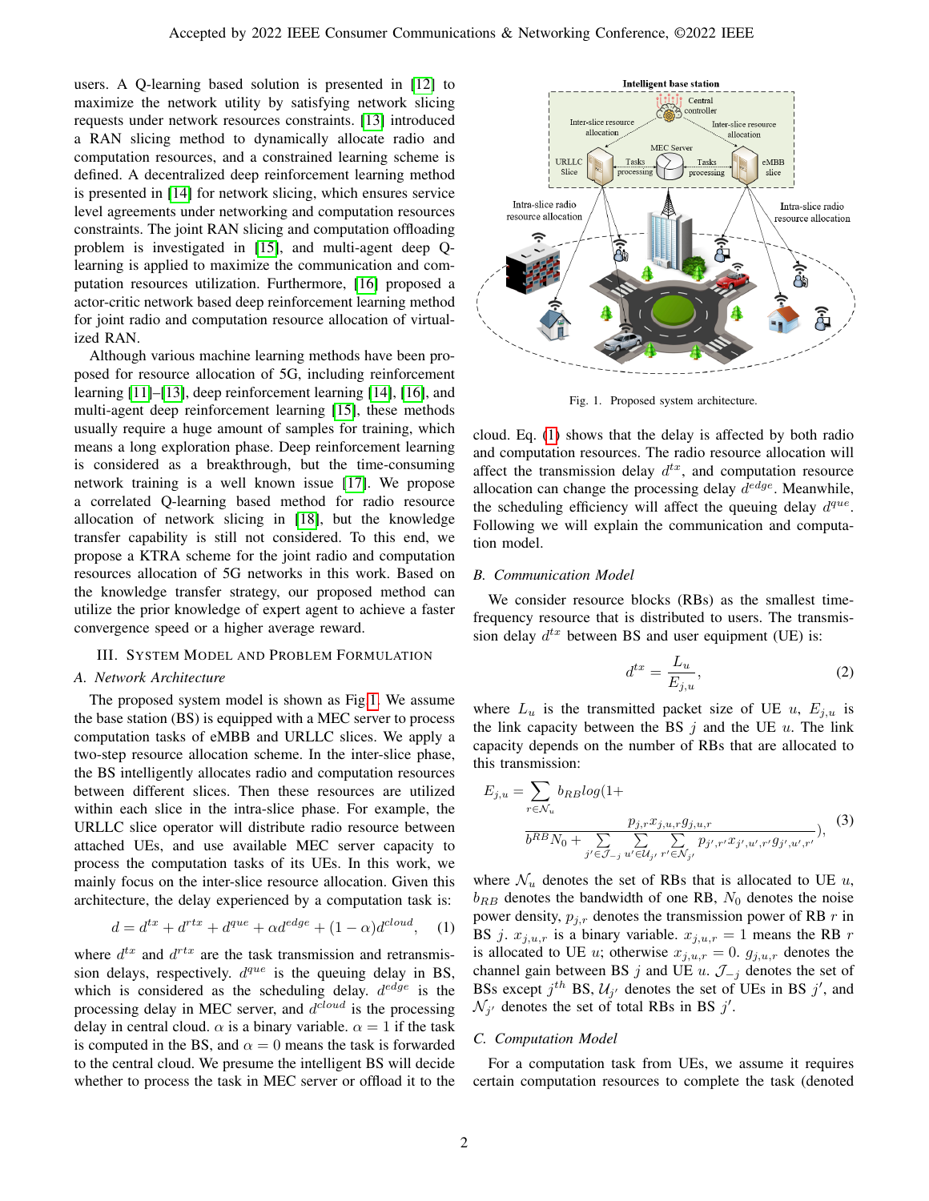users. A Q-learning based solution is presented in [12] to maximize the network utility by satisfying network slicing requests under network resources constraints. [13] introduced a RAN slicing method to dynamically allocate radio and computation resources, and a constrained learning scheme is defined. A decentralized deep reinforcement learning method is presented in [14] for network slicing, which ensures service level agreements under networking and computation resources constraints. The joint RAN slicing and computation offloading problem is investigated in [15], and multi-agent deep Q-learning is applied to maximize the communication and computation resources utilization. Furthermore, [16] proposed a actor-critic network based deep reinforcement learning method for joint radio and computation resource allocation of virtualized RAN.

Although various machine learning methods have been proposed for resource allocation of 5G, including reinforcement learning [11]–[13], deep reinforcement learning [14], [16], and multi-agent deep reinforcement learning [15], these methods usually require a huge amount of samples for training, which means a long exploration phase. Deep reinforcement learning is considered as a breakthrough, but the time-consuming network training is a well known issue [17]. We propose a correlated Q-learning based method for radio resource allocation of network slicing in [18], but the knowledge transfer capability is still not considered. To this end, we propose a KTRA scheme for the joint radio and computation resources allocation of 5G networks in this work. Based on the knowledge transfer strategy, our proposed method can utilize the prior knowledge of expert agent to achieve a faster convergence speed or a higher average reward.

## III. System Model and Problem Formulation

### A. Network Architecture

The proposed system model is shown as Fig 1. We assume the base station (BS) is equipped with a MEC server to process computation tasks of eMBB and URLLC slices. We apply a two-step resource allocation scheme. In the inter-slice phase, the BS intelligently allocates radio and computation resources between different slices. Then these resources are utilized within each slice in the intra-slice phase. For example, the URLLC slice operator will distribute radio resource between attached UEs, and use available MEC server capacity to process the computation tasks of its UEs. In this work, we mainly focus on the inter-slice resource allocation. Given this architecture, the delay experienced by a computation task is:

$$d = d^{tx} + d^{rtx} + d^{que} + \alpha d^{edge} + (1-\alpha) d^{cloud}, \quad (1)$$

where $d^{tx}$ and $d^{rtx}$ are the task transmission and retransmission delays, respectively. $d^{que}$ is the queuing delay in BS, which is considered as the scheduling delay. $d^{edge}$ is the processing delay in MEC server, and $d^{cloud}$ is the processing delay in central cloud. $\alpha$ is a binary variable. $\alpha = 1$ if the task is computed in the BS, and $\alpha = 0$ means the task is forwarded to the central cloud. We presume the intelligent BS will decide whether to process the task in MEC server or offload it to the cloud. Eq. (1) shows that the delay is affected by both radio and computation resources. The radio resource allocation will affect the transmission delay $d^{tx}$, and computation resource allocation can change the processing delay $d^{edge}$. Meanwhile, the scheduling efficiency will affect the queuing delay $d^{que}$. Following we will explain the communication and computation model.

Fig. 1. Proposed system architecture.

### B. Communication Model

We consider resource blocks (RBs) as the smallest time-frequency resource that is distributed to users. The transmission delay $d^{tx}$ between BS and user equipment (UE) is:

$$d^{tx} = \frac{L_u}{E_{j,u}}, \quad (2)$$

where $L_u$ is the transmitted packet size of UE $u$, $E_{j,u}$ is the link capacity between the BS $j$ and the UE $u$. The link capacity depends on the number of RBs that are allocated to this transmission:

$$E_{j,u} = \sum_{r \in \mathcal{N}_u} b_{RB} log(1 + \frac{p_{j,r} x_{j,u,r} g_{j,u,r}}{b^{RB} N_0 + \sum\limits_{j' \in \mathcal{J}_{-j}} \sum\limits_{u' \in \mathcal{U}_{j'}} \sum\limits_{r' \in \mathcal{N}_{j'}} p_{j',r'} x_{j',u',r'} g_{j',u',r'}}), \quad (3)$$

where $\mathcal{N}_u$ denotes the set of RBs that is allocated to UE $u$, $b_{RB}$ denotes the bandwidth of one RB, $N_0$ denotes the noise power density, $p_{j,r}$ denotes the transmission power of RB $r$ in BS $j$. $x_{j,u,r}$ is a binary variable. $x_{j,u,r} = 1$ means the RB $r$ is allocated to UE $u$; otherwise $x_{j,u,r} = 0$. $g_{j,u,r}$ denotes the channel gain between BS $j$ and UE $u$. $\mathcal{J}_{-j}$ denotes the set of BSs except $j^{th}$ BS, $\mathcal{U}_{j'}$ denotes the set of UEs in BS $j'$, and $\mathcal{N}_{j'}$ denotes the set of total RBs in BS $j'$.

### C. Computation Model

For a computation task from UEs, we assume it requires certain computation resources to complete the task (denoted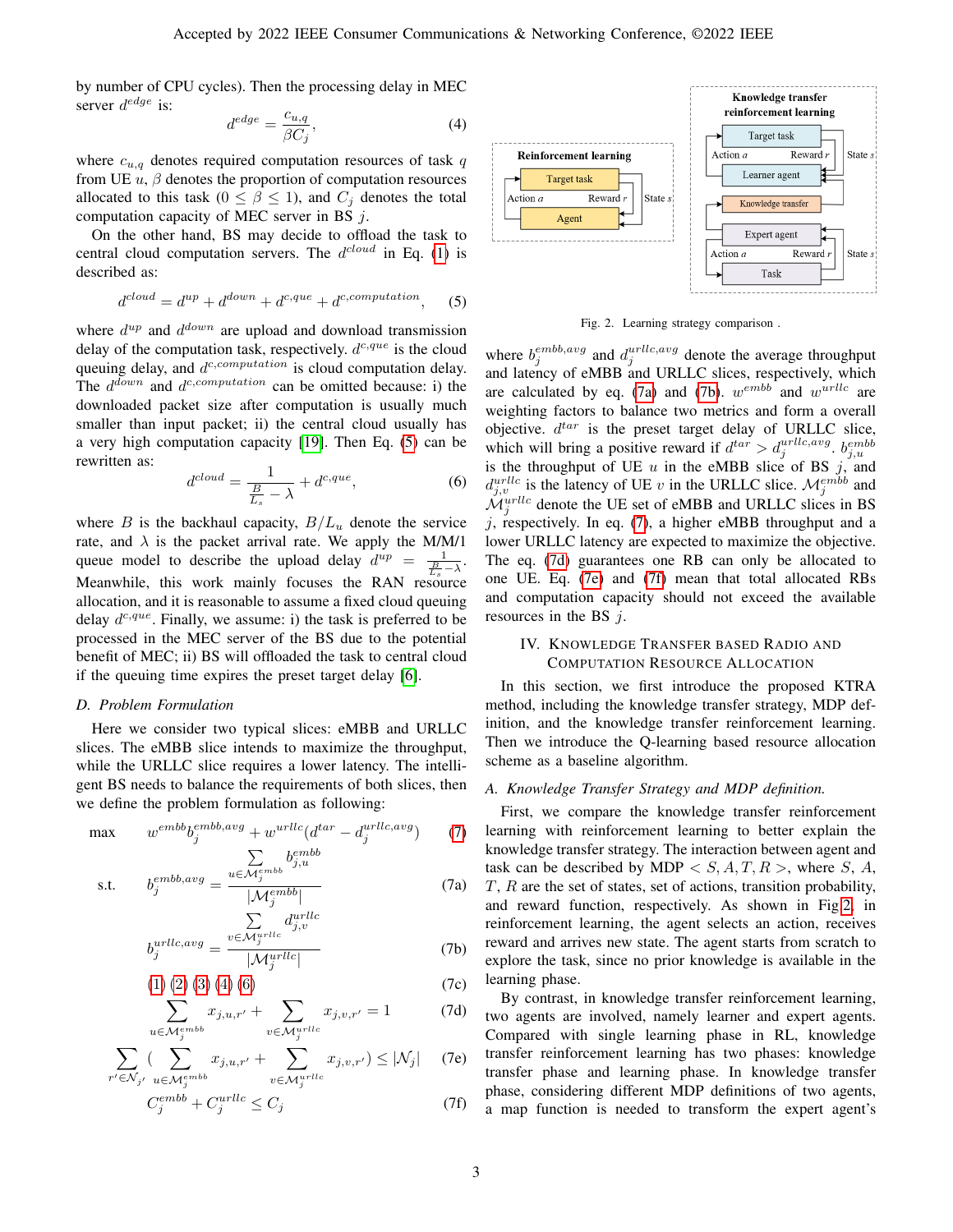by number of CPU cycles). Then the processing delay in MEC server $d^{edge}$ is:

$$d^{edge} = \frac{c_{u,q}}{\beta C_j}, \tag{4}$$

where $c_{u,q}$ denotes required computation resources of task $q$ from UE $u$, $\beta$ denotes the proportion of computation resources allocated to this task ($0 \leq \beta \leq 1$), and $C_j$ denotes the total computation capacity of MEC server in BS $j$.

On the other hand, BS may decide to offload the task to central cloud computation servers. The $d^{cloud}$ in Eq. (1) is described as:

$$d^{cloud} = d^{up} + d^{down} + d^{c,que} + d^{c,computation}, \tag{5}$$

where $d^{up}$ and $d^{down}$ are upload and download transmission delay of the computation task, respectively. $d^{c,que}$ is the cloud queuing delay, and $d^{c,computation}$ is cloud computation delay. The $d^{down}$ and $d^{c,computation}$ can be omitted because: i) the downloaded packet size after computation is usually much smaller than input packet; ii) the central cloud usually has a very high computation capacity [19]. Then Eq. (5) can be rewritten as:

$$d^{cloud} = \frac{1}{\frac{B}{L_s} - \lambda} + d^{c,que}, \tag{6}$$

where $B$ is the backhaul capacity, $B/L_u$ denote the service rate, and $\lambda$ is the packet arrival rate. We apply the M/M/1 queue model to describe the upload delay $d^{up} = \frac{1}{\frac{B}{L_s} - \lambda}$. Meanwhile, this work mainly focuses on the RAN resource allocation, and it is reasonable to assume a fixed cloud queuing delay $d^{c,que}$. Finally, we assume: i) the task is preferred to be processed in the MEC server of the BS due to the potential benefit of MEC; ii) BS will offloaded the task to central cloud if the queuing time expires the preset target delay [6].

### D. Problem Formulation

Here we consider two typical slices: eMBB and URLLC slices. The eMBB slice intends to maximize the throughput, while the URLLC slice requires a lower latency. The intelligent BS needs to balance the requirements of both slices, then we define the problem formulation as following:

$$\max \quad w^{embb} b_j^{embb,avg} + w^{urllc}(d^{tar} - d_j^{urllc,avg}) \tag{7}$$

$$\text{s.t.} \quad b_j^{embb,avg} = \frac{\sum_{u \in \mathcal{M}_j^{embb}} b_{j,u}^{embb}}{|\mathcal{M}_j^{embb}|} \tag{7a}$$

$$b_j^{urllc,avg} = \frac{\sum_{v \in \mathcal{M}_j^{urllc}} d_{j,v}^{urllc}}{|\mathcal{M}_j^{urllc}|} \tag{7b}$$

$$(1)\ (2)\ (3)\ (4)\ (6) \tag{7c}$$

$$\sum_{u \in \mathcal{M}_j^{embb}} x_{j,u,r'} + \sum_{v \in \mathcal{M}_j^{urllc}} x_{j,v,r'} = 1 \tag{7d}$$

$$\sum_{r' \in \mathcal{N}_{j'}} \left( \sum_{u \in \mathcal{M}_j^{embb}} x_{j,u,r'} + \sum_{v \in \mathcal{M}_j^{urllc}} x_{j,v,r'} \right) \leq |\mathcal{N}_j| \tag{7e}$$

$$C_j^{embb} + C_j^{urllc} \leq C_j \tag{7f}$$

Fig. 2. Learning strategy comparison .

where $b_j^{embb,avg}$ and $d_j^{urllc,avg}$ denote the average throughput and latency of eMBB and URLLC slices, respectively, which are calculated by eq. (7a) and (7b). $w^{embb}$ and $w^{urllc}$ are weighting factors to balance two metrics and form a overall objective. $d^{tar}$ is the preset target delay of URLLC slice, which will bring a positive reward if $d^{tar} > d_j^{urllc,avg}$. $b_{j,u}^{embb}$ is the throughput of UE $u$ in the eMBB slice of BS $j$, and $d_{j,v}^{urllc}$ is the latency of UE $v$ in the URLLC slice. $\mathcal{M}_j^{embb}$ and $\mathcal{M}_j^{urllc}$ denote the UE set of eMBB and URLLC slices in BS $j$, respectively. In eq. (7), a higher eMBB throughput and a lower URLLC latency are expected to maximize the objective. The eq. (7d) guarantees one RB can only be allocated to one UE. Eq. (7e) and (7f) mean that total allocated RBs and computation capacity should not exceed the available resources in the BS $j$.

## IV. Knowledge Transfer based Radio and Computation Resource Allocation

In this section, we first introduce the proposed KTRA method, including the knowledge transfer strategy, MDP definition, and the knowledge transfer reinforcement learning. Then we introduce the Q-learning based resource allocation scheme as a baseline algorithm.

### A. Knowledge Transfer Strategy and MDP definition.

First, we compare the knowledge transfer reinforcement learning with reinforcement learning to better explain the knowledge transfer strategy. The interaction between agent and task can be described by MDP $< S, A, T, R >$, where $S$, $A$, $T$, $R$ are the set of states, set of actions, transition probability, and reward function, respectively. As shown in Fig 2, in reinforcement learning, the agent selects an action, receives reward and arrives new state. The agent starts from scratch to explore the task, since no prior knowledge is available in the learning phase.

By contrast, in knowledge transfer reinforcement learning, two agents are involved, namely learner and expert agents. Compared with single learning phase in RL, knowledge transfer reinforcement learning has two phases: knowledge transfer phase and learning phase. In knowledge transfer phase, considering different MDP definitions of two agents, a map function is needed to transform the expert agent's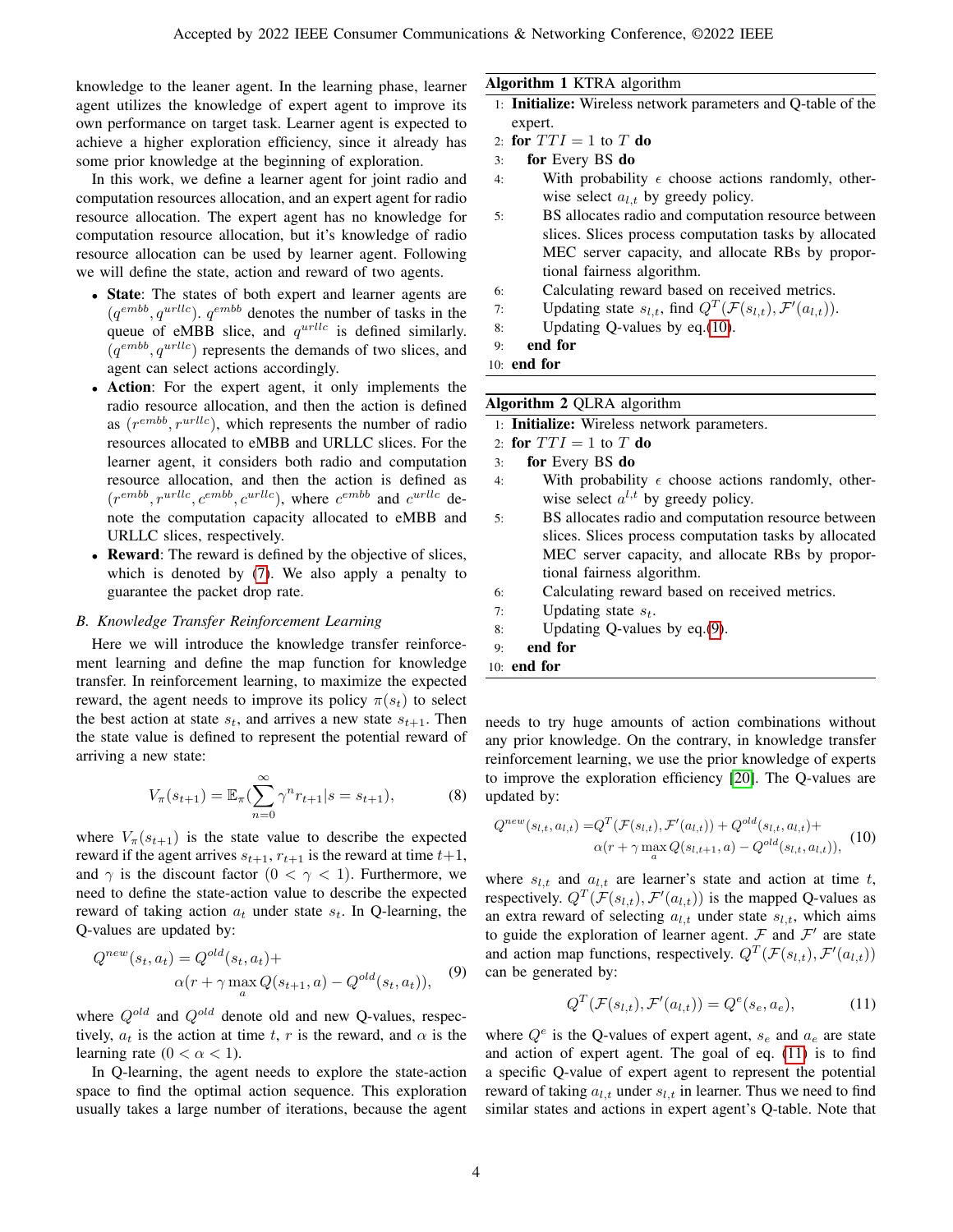knowledge to the leaner agent. In the learning phase, learner agent utilizes the knowledge of expert agent to improve its own performance on target task. Learner agent is expected to achieve a higher exploration efficiency, since it already has some prior knowledge at the beginning of exploration.

In this work, we define a learner agent for joint radio and computation resources allocation, and an expert agent for radio resource allocation. The expert agent has no knowledge for computation resource allocation, but it's knowledge of radio resource allocation can be used by learner agent. Following we will define the state, action and reward of two agents.

- **State**: The states of both expert and learner agents are $(q^{embb}, q^{urllc})$. $q^{embb}$ denotes the number of tasks in the queue of eMBB slice, and $q^{urllc}$ is defined similarly. $(q^{embb}, q^{urllc})$ represents the demands of two slices, and agent can select actions accordingly.
- **Action**: For the expert agent, it only implements the radio resource allocation, and then the action is defined as $(r^{embb}, r^{urllc})$, which represents the number of radio resources allocated to eMBB and URLLC slices. For the learner agent, it considers both radio and computation resource allocation, and then the action is defined as $(r^{embb}, r^{urllc}, c^{embb}, c^{urllc})$, where $c^{embb}$ and $c^{urllc}$ denote the computation capacity allocated to eMBB and URLLC slices, respectively.
- **Reward**: The reward is defined by the objective of slices, which is denoted by (7). We also apply a penalty to guarantee the packet drop rate.

### B. Knowledge Transfer Reinforcement Learning

Here we will introduce the knowledge transfer reinforcement learning and define the map function for knowledge transfer. In reinforcement learning, to maximize the expected reward, the agent needs to improve its policy $\pi(s_t)$ to select the best action at state $s_t$, and arrives a new state $s_{t+1}$. Then the state value is defined to represent the potential reward of arriving a new state:

$$V_\pi(s_{t+1}) = \mathbb{E}_\pi(\sum_{n=0}^{\infty} \gamma^n r_{t+1} | s = s_{t+1}), \tag{8}$$

where $V_\pi(s_{t+1})$ is the state value to describe the expected reward if the agent arrives $s_{t+1}$, $r_{t+1}$ is the reward at time $t+1$, and $\gamma$ is the discount factor $(0 < \gamma < 1)$. Furthermore, we need to define the state-action value to describe the expected reward of taking action $a_t$ under state $s_t$. In Q-learning, the Q-values are updated by:

$$\begin{aligned} Q^{new}(s_t, a_t) = &Q^{old}(s_t, a_t) + \\ &\alpha(r + \gamma \max_a Q(s_{t+1}, a) - Q^{old}(s_t, a_t)), \end{aligned} \tag{9}$$

where $Q^{old}$ and $Q^{old}$ denote old and new Q-values, respectively, $a_t$ is the action at time $t$, $r$ is the reward, and $\alpha$ is the learning rate $(0 < \alpha < 1)$.

In Q-learning, the agent needs to explore the state-action space to find the optimal action sequence. This exploration usually takes a large number of iterations, because the agent needs to try huge amounts of action combinations without any prior knowledge. On the contrary, in knowledge transfer reinforcement learning, we use the prior knowledge of experts to improve the exploration efficiency [20]. The Q-values are updated by:

$$\begin{aligned} Q^{new}(s_{l,t}, a_{l,t}) = &Q^T(\mathcal{F}(s_{l,t}), \mathcal{F}'(a_{l,t})) + Q^{old}(s_{l,t}, a_{l,t}) + \\ &\alpha(r + \gamma \max_a Q(s_{l,t+1}, a) - Q^{old}(s_{l,t}, a_{l,t})), \end{aligned} \tag{10}$$

where $s_{l,t}$ and $a_{l,t}$ are learner's state and action at time $t$, respectively. $Q^T(\mathcal{F}(s_{l,t}), \mathcal{F}'(a_{l,t}))$ is the mapped Q-values as an extra reward of selecting $a_{l,t}$ under state $s_{l,t}$, which aims to guide the exploration of learner agent. $\mathcal{F}$ and $\mathcal{F}'$ are state and action map functions, respectively. $Q^T(\mathcal{F}(s_{l,t}), \mathcal{F}'(a_{l,t}))$ can be generated by:

$$Q^T(\mathcal{F}(s_{l,t}), \mathcal{F}'(a_{l,t})) = Q^e(s_e, a_e), \tag{11}$$

where $Q^e$ is the Q-values of expert agent, $s_e$ and $a_e$ are state and action of expert agent. The goal of eq. (11) is to find a specific Q-value of expert agent to represent the potential reward of taking $a_{l,t}$ under $s_{l,t}$ in learner. Thus we need to find similar states and actions in expert agent's Q-table. Note that

---

**Algorithm 1** KTRA algorithm

1: **Initialize:** Wireless network parameters and Q-table of the expert.
2: **for** $TTI = 1$ to $T$ **do**
3: &nbsp;&nbsp;**for** Every BS **do**
4: &nbsp;&nbsp;&nbsp;&nbsp;With probability $\epsilon$ choose actions randomly, otherwise select $a_{l,t}$ by greedy policy.
5: &nbsp;&nbsp;&nbsp;&nbsp;BS allocates radio and computation resource between slices. Slices process computation tasks by allocated MEC server capacity, and allocate RBs by proportional fairness algorithm.
6: &nbsp;&nbsp;&nbsp;&nbsp;Calculating reward based on received metrics.
7: &nbsp;&nbsp;&nbsp;&nbsp;Updating state $s_{l,t}$, find $Q^T(\mathcal{F}(s_{l,t}), \mathcal{F}'(a_{l,t}))$.
8: &nbsp;&nbsp;&nbsp;&nbsp;Updating Q-values by eq.(10).
9: &nbsp;&nbsp;**end for**
10: **end for**

**Algorithm 2** QLRA algorithm

1: **Initialize:** Wireless network parameters.
2: **for** $TTI = 1$ to $T$ **do**
3: &nbsp;&nbsp;**for** Every BS **do**
4: &nbsp;&nbsp;&nbsp;&nbsp;With probability $\epsilon$ choose actions randomly, otherwise select $a^{l,t}$ by greedy policy.
5: &nbsp;&nbsp;&nbsp;&nbsp;BS allocates radio and computation resource between slices. Slices process computation tasks by allocated MEC server capacity, and allocate RBs by proportional fairness algorithm.
6: &nbsp;&nbsp;&nbsp;&nbsp;Calculating reward based on received metrics.
7: &nbsp;&nbsp;&nbsp;&nbsp;Updating state $s_t$.
8: &nbsp;&nbsp;&nbsp;&nbsp;Updating Q-values by eq.(9).
9: &nbsp;&nbsp;**end for**
10: **end for**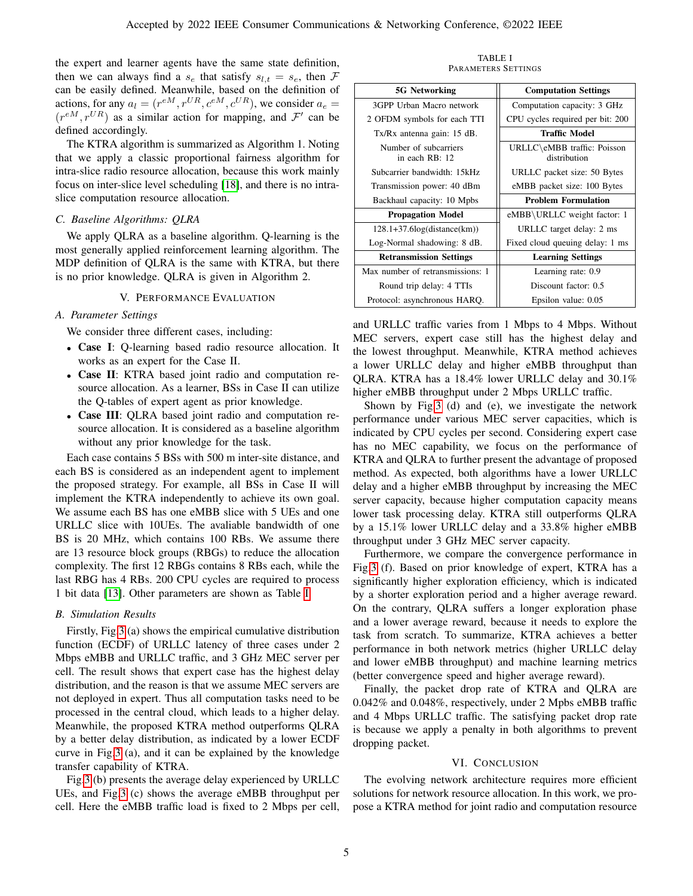the expert and learner agents have the same state definition, then we can always find a $s_e$ that satisfy $s_{l,t} = s_e$, then $\mathcal{F}$ can be easily defined. Meanwhile, based on the definition of actions, for any $a_l = (r^{eM}, r^{UR}, c^{eM}, c^{UR})$, we consider $a_e = (r^{eM}, r^{UR})$ as a similar action for mapping, and $\mathcal{F}'$ can be defined accordingly.

The KTRA algorithm is summarized as Algorithm 1. Noting that we apply a classic proportional fairness algorithm for intra-slice radio resource allocation, because this work mainly focus on inter-slice level scheduling [18], and there is no intra-slice computation resource allocation.

### C. Baseline Algorithms: QLRA

We apply QLRA as a baseline algorithm. Q-learning is the most generally applied reinforcement learning algorithm. The MDP definition of QLRA is the same with KTRA, but there is no prior knowledge. QLRA is given in Algorithm 2.

## V. Performance Evaluation

### A. Parameter Settings

We consider three different cases, including:

- **Case I**: Q-learning based radio resource allocation. It works as an expert for the Case II.
- **Case II**: KTRA based joint radio and computation resource allocation. As a learner, BSs in Case II can utilize the Q-tables of expert agent as prior knowledge.
- **Case III**: QLRA based joint radio and computation resource allocation. It is considered as a baseline algorithm without any prior knowledge for the task.

Each case contains 5 BSs with 500 m inter-site distance, and each BS is considered as an independent agent to implement the proposed strategy. For example, all BSs in Case II will implement the KTRA independently to achieve its own goal. We assume each BS has one eMBB slice with 5 UEs and one URLLC slice with 10UEs. The avaliable bandwidth of one BS is 20 MHz, which contains 100 RBs. We assume there are 13 resource block groups (RBGs) to reduce the allocation complexity. The first 12 RBGs contains 8 RBs each, while the last RBG has 4 RBs. 200 CPU cycles are required to process 1 bit data [13]. Other parameters are shown as Table I.

TABLE I
Parameters Settings

| 5G Networking | Computation Settings |
|---|---|
| 3GPP Urban Macro network | Computation capacity: 3 GHz |
| 2 OFDM symbols for each TTI | CPU cycles required per bit: 200 |
| Tx/Rx antenna gain: 15 dB. | **Traffic Model** |
| Number of subcarriers in each RB: 12 | URLLC\eMBB traffic: Poisson distribution |
| Subcarrier bandwidth: 15kHz | URLLC packet size: 50 Bytes |
| Transmission power: 40 dBm | eMBB packet size: 100 Bytes |
| Backhaul capacity: 10 Mpbs | **Problem Formulation** |
| **Propagation Model** | eMBB\URLLC weight factor: 1 |
| 128.1+37.6log(distance(km)) | URLLC target delay: 2 ms |
| Log-Normal shadowing: 8 dB. | Fixed cloud queuing delay: 1 ms |
| **Retransmission Settings** | **Learning Settings** |
| Max number of retransmissions: 1 | Learning rate: 0.9 |
| Round trip delay: 4 TTIs | Discount factor: 0.5 |
| Protocol: asynchronous HARQ. | Epsilon value: 0.05 |

### B. Simulation Results

Firstly, Fig.3 (a) shows the empirical cumulative distribution function (ECDF) of URLLC latency of three cases under 2 Mbps eMBB and URLLC traffic, and 3 GHz MEC server per cell. The result shows that expert case has the highest delay distribution, and the reason is that we assume MEC servers are not deployed in expert. Thus all computation tasks need to be processed in the central cloud, which leads to a higher delay. Meanwhile, the proposed KTRA method outperforms QLRA by a better delay distribution, as indicated by a lower ECDF curve in Fig.3 (a), and it can be explained by the knowledge transfer capability of KTRA.

Fig.3 (b) presents the average delay experienced by URLLC UEs, and Fig.3 (c) shows the average eMBB throughput per cell. Here the eMBB traffic load is fixed to 2 Mbps per cell, and URLLC traffic varies from 1 Mbps to 4 Mbps. Without MEC servers, expert case still has the highest delay and the lowest throughput. Meanwhile, KTRA method achieves a lower URLLC delay and higher eMBB throughput than QLRA. KTRA has a 18.4% lower URLLC delay and 30.1% higher eMBB throughput under 2 Mbps URLLC traffic.

Shown by Fig.3 (d) and (e), we investigate the network performance under various MEC server capacities, which is indicated by CPU cycles per second. Considering expert case has no MEC capability, we focus on the performance of KTRA and QLRA to further present the advantage of proposed method. As expected, both algorithms have a lower URLLC delay and a higher eMBB throughput by increasing the MEC server capacity, because higher computation capacity means lower task processing delay. KTRA still outperforms QLRA by a 15.1% lower URLLC delay and a 33.8% higher eMBB throughput under 3 GHz MEC server capacity.

Furthermore, we compare the convergence performance in Fig.3 (f). Based on prior knowledge of expert, KTRA has a significantly higher exploration efficiency, which is indicated by a shorter exploration period and a higher average reward. On the contrary, QLRA suffers a longer exploration phase and a lower average reward, because it needs to explore the task from scratch. To summarize, KTRA achieves a better performance in both network metrics (higher URLLC delay and lower eMBB throughput) and machine learning metrics (better convergence speed and higher average reward).

Finally, the packet drop rate of KTRA and QLRA are 0.042% and 0.048%, respectively, under 2 Mpbs eMBB traffic and 4 Mbps URLLC traffic. The satisfying packet drop rate is because we apply a penalty in both algorithms to prevent dropping packet.

## VI. Conclusion

The evolving network architecture requires more efficient solutions for network resource allocation. In this work, we propose a KTRA method for joint radio and computation resource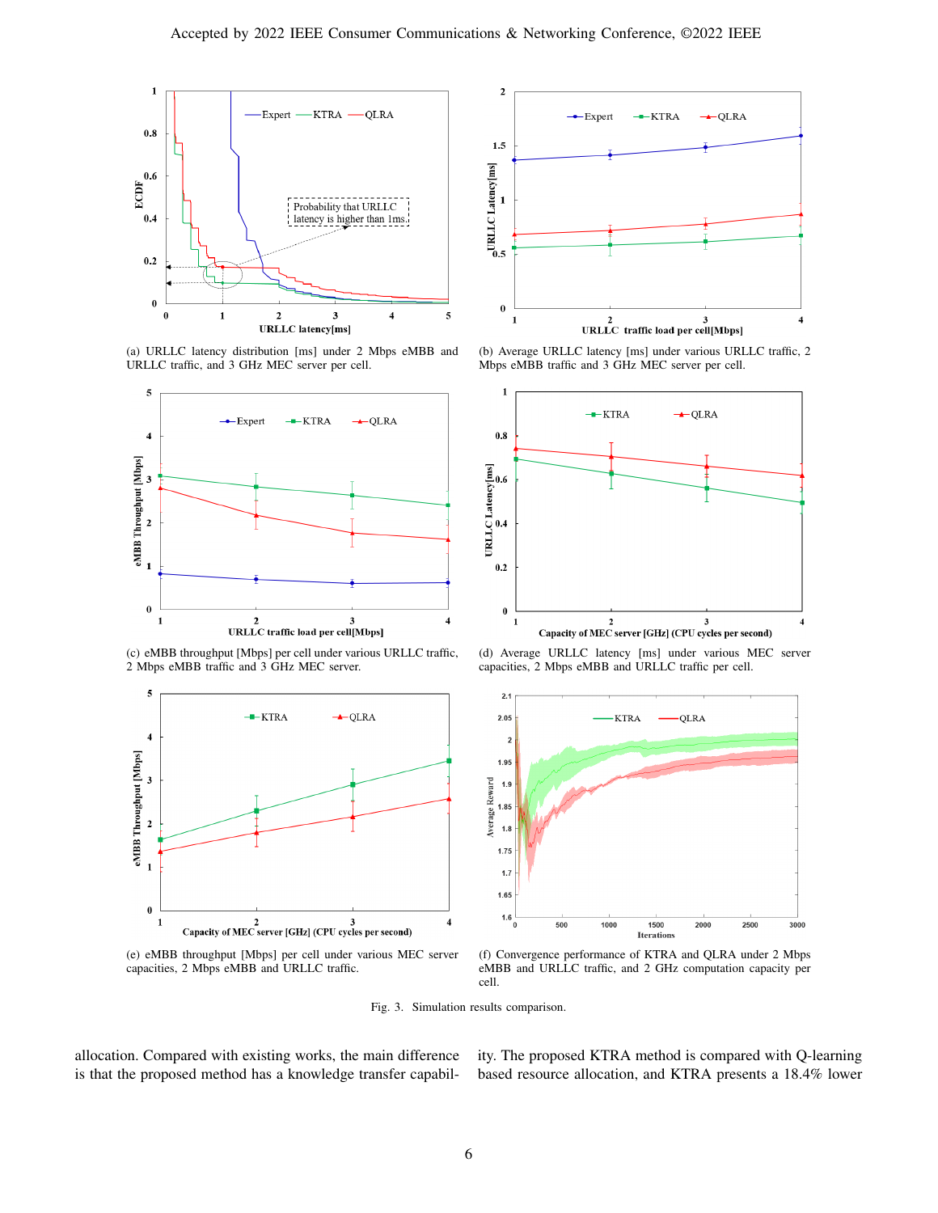(a) URLLC latency distribution [ms] under 2 Mbps eMBB and URLLC traffic, and 3 GHz MEC server per cell.

(b) Average URLLC latency [ms] under various URLLC traffic, 2 Mbps eMBB traffic and 3 GHz MEC server per cell.

(c) eMBB throughput [Mbps] per cell under various URLLC traffic, 2 Mbps eMBB traffic and 3 GHz MEC server.

(d) Average URLLC latency [ms] under various MEC server capacities, 2 Mbps eMBB and URLLC traffic per cell.

(e) eMBB throughput [Mbps] per cell under various MEC server capacities, 2 Mbps eMBB and URLLC traffic.

(f) Convergence performance of KTRA and QLRA under 2 Mbps eMBB and URLLC traffic, and 2 GHz computation capacity per cell.

Fig. 3. Simulation results comparison.

allocation. Compared with existing works, the main difference is that the proposed method has a knowledge transfer capability. The proposed KTRA method is compared with Q-learning based resource allocation, and KTRA presents a 18.4% lower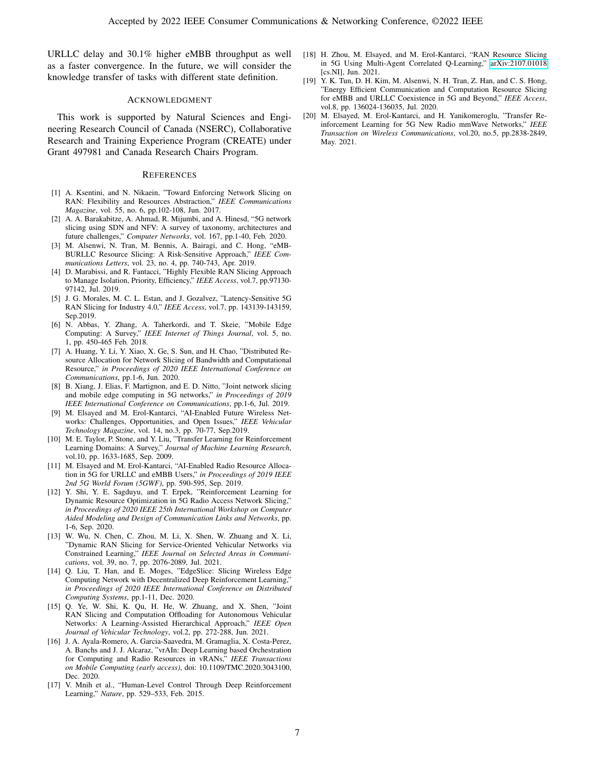URLLC delay and 30.1% higher eMBB throughput as well as a faster convergence. In the future, we will consider the knowledge transfer of tasks with different state definition.

## ACKNOWLEDGMENT

This work is supported by Natural Sciences and Engineering Research Council of Canada (NSERC), Collaborative Research and Training Experience Program (CREATE) under Grant 497981 and Canada Research Chairs Program.

## REFERENCES

[1] A. Ksentini, and N. Nikaein, "Toward Enforcing Network Slicing on RAN: Flexibility and Resources Abstraction," *IEEE Communications Magazine*, vol. 55, no. 6, pp.102-108, Jun. 2017.

[2] A. A. Barakabitze, A. Ahmad, R. Mijumbi, and A. Hinesd, "5G network slicing using SDN and NFV: A survey of taxonomy, architectures and future challenges," *Computer Networks*, vol. 167, pp.1-40, Feb. 2020.

[3] M. Alsenwi, N. Tran, M. Bennis, A. Bairagi, and C. Hong, "eMBBURLLC Resource Slicing: A Risk-Sensitive Approach," *IEEE Communications Letters*, vol. 23, no. 4, pp. 740-743, Apr. 2019.

[4] D. Marabissi, and R. Fantacci, "Highly Flexible RAN Slicing Approach to Manage Isolation, Priority, Efficiency," *IEEE Access*, vol.7, pp.97130-97142, Jul. 2019.

[5] J. G. Morales, M. C. L. Estan, and J. Gozalvez, "Latency-Sensitive 5G RAN Slicing for Industry 4.0," *IEEE Access*, vol.7, pp. 143139-143159, Sep.2019.

[6] N. Abbas, Y. Zhang, A. Taherkordi, and T. Skeie, "Mobile Edge Computing: A Survey," *IEEE Internet of Things Journal*, vol. 5, no. 1, pp. 450-465 Feb. 2018.

[7] A. Huang, Y. Li, Y. Xiao, X. Ge, S. Sun, and H. Chao, "Distributed Resource Allocation for Network Slicing of Bandwidth and Computational Resource," *in Proceedings of 2020 IEEE International Conference on Communications*, pp.1-6, Jun. 2020.

[8] B. Xiang, J. Elias, F. Martignon, and E. D. Nitto, "Joint network slicing and mobile edge computing in 5G networks," *in Proceedings of 2019 IEEE International Conference on Communications*, pp.1-6, Jul. 2019.

[9] M. Elsayed and M. Erol-Kantarci, "AI-Enabled Future Wireless Networks: Challenges, Opportunities, and Open Issues," *IEEE Vehicular Technology Magazine*, vol. 14, no.3, pp. 70-77, Sep.2019.

[10] M. E. Taylor, P. Stone, and Y. Liu, "Transfer Learning for Reinforcement Learning Domains: A Survey," *Journal of Machine Learning Research*, vol.10, pp. 1633-1685, Sep. 2009.

[11] M. Elsayed and M. Erol-Kantarci, "AI-Enabled Radio Resource Allocation in 5G for URLLC and eMBB Users," *in Proceedings of 2019 IEEE 2nd 5G World Forum (5GWF)*, pp. 590-595, Sep. 2019.

[12] Y. Shi, Y. E. Sagduyu, and T. Erpek, "Reinforcement Learning for Dynamic Resource Optimization in 5G Radio Access Network Slicing," *in Proceedings of 2020 IEEE 25th International Workshop on Computer Aided Modeling and Design of Communication Links and Networks*, pp. 1-6, Sep. 2020.

[13] W. Wu, N. Chen, C. Zhou, M. Li, X. Shen, W. Zhuang and X. Li, "Dynamic RAN Slicing for Service-Oriented Vehicular Networks via Constrained Learning," *IEEE Journal on Selected Areas in Communications*, vol. 39, no. 7, pp. 2076-2089, Jul. 2021.

[14] Q. Liu, T. Han, and E. Moges, "EdgeSlice: Slicing Wireless Edge Computing Network with Decentralized Deep Reinforcement Learning," *in Proceedings of 2020 IEEE International Conference on Distributed Computing Systems*, pp.1-11, Dec. 2020.

[15] Q. Ye, W. Shi, K. Qu, H. He, W. Zhuang, and X. Shen, "Joint RAN Slicing and Computation Offloading for Autonomous Vehicular Networks: A Learning-Assisted Hierarchical Approach," *IEEE Open Journal of Vehicular Technology*, vol.2, pp. 272-288, Jun. 2021.

[16] J. A. Ayala-Romero, A. Garcia-Saavedra, M. Gramaglia, X. Costa-Perez, A. Banchs and J. J. Alcaraz, "vrAIn: Deep Learning based Orchestration for Computing and Radio Resources in vRANs," *IEEE Transactions on Mobile Computing (early access)*, doi: 10.1109/TMC.2020.3043100, Dec. 2020.

[17] V. Mnih et al., "Human-Level Control Through Deep Reinforcement Learning," *Nature*, pp. 529–533, Feb. 2015.

[18] H. Zhou, M. Elsayed, and M. Erol-Kantarci, "RAN Resource Slicing in 5G Using Multi-Agent Correlated Q-Learning," arXiv:2107.01018 [cs.NI], Jun. 2021.

[19] Y. K. Tun, D. H. Kim, M. Alsenwi, N. H. Tran, Z. Han, and C. S. Hong, "Energy Efficient Communication and Computation Resource Slicing for eMBB and URLLC Coexistence in 5G and Beyond," *IEEE Access*, vol.8, pp. 136024-136035, Jul. 2020.

[20] M. Elsayed, M. Erol-Kantarci, and H. Yanikomeroglu, "Transfer Reinforcement Learning for 5G New Radio mmWave Networks," *IEEE Transaction on Wireless Communications*, vol.20, no.5, pp.2838-2849, May. 2021.